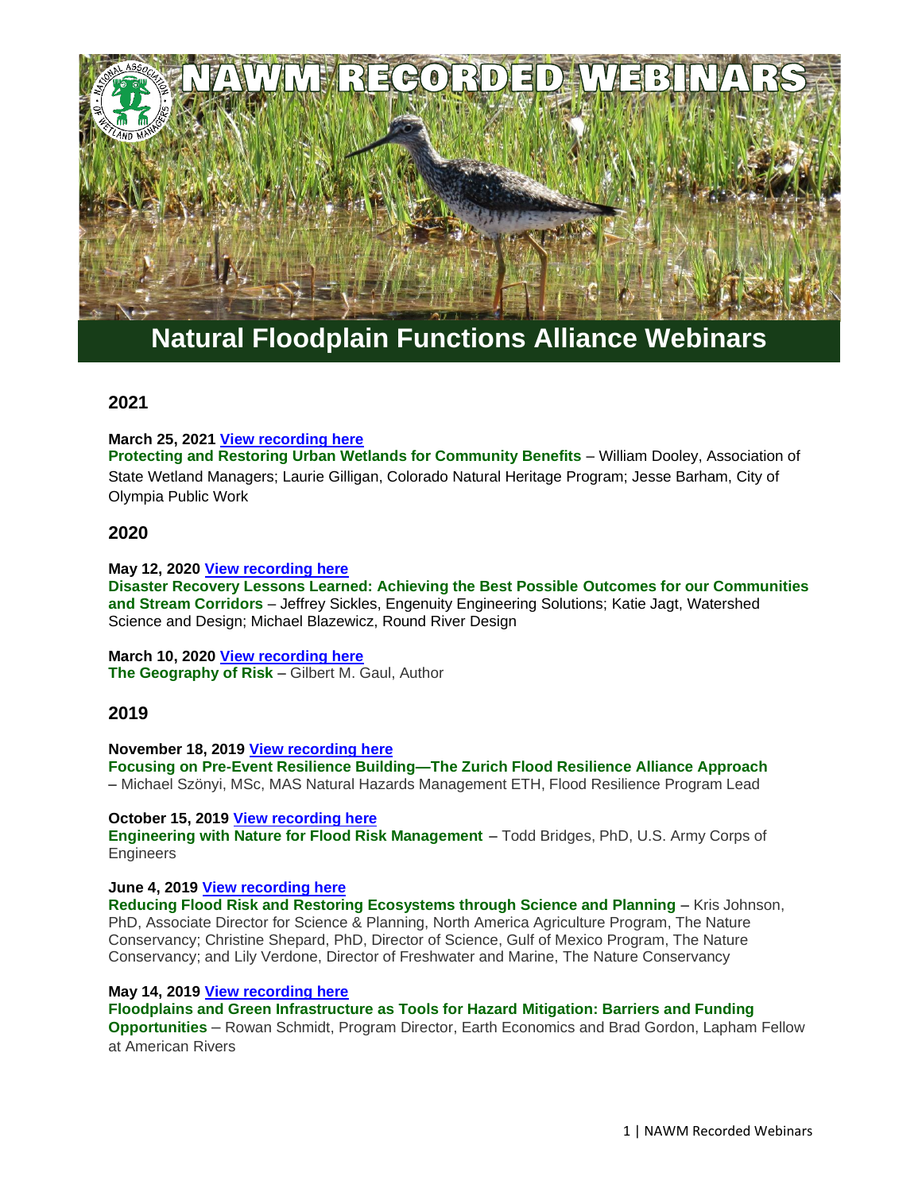# NAWM RECORDED WEBINARS

## Natural Floodplain Functions Alliance Webinars

### 2021

**March 25, 2021** **View recording here**
**Protecting and Restoring Urban Wetlands for Community Benefits** – William Dooley, Association of State Wetland Managers; Laurie Gilligan, Colorado Natural Heritage Program; Jesse Barham, City of Olympia Public Work

### 2020

**May 12, 2020** **View recording here**
**Disaster Recovery Lessons Learned: Achieving the Best Possible Outcomes for our Communities and Stream Corridors** – Jeffrey Sickles, Engenuity Engineering Solutions; Katie Jagt, Watershed Science and Design; Michael Blazewicz, Round River Design

**March 10, 2020** **View recording here**
**The Geography of Risk** – Gilbert M. Gaul, Author

### 2019

**November 18, 2019** **View recording here**
**Focusing on Pre-Event Resilience Building—The Zurich Flood Resilience Alliance Approach** – Michael Szönyi, MSc, MAS Natural Hazards Management ETH, Flood Resilience Program Lead

**October 15, 2019** **View recording here**
**Engineering with Nature for Flood Risk Management** – Todd Bridges, PhD, U.S. Army Corps of Engineers

**June 4, 2019** **View recording here**
**Reducing Flood Risk and Restoring Ecosystems through Science and Planning** – Kris Johnson, PhD, Associate Director for Science & Planning, North America Agriculture Program, The Nature Conservancy; Christine Shepard, PhD, Director of Science, Gulf of Mexico Program, The Nature Conservancy; and Lily Verdone, Director of Freshwater and Marine, The Nature Conservancy

**May 14, 2019** **View recording here**
**Floodplains and Green Infrastructure as Tools for Hazard Mitigation: Barriers and Funding Opportunities** – Rowan Schmidt, Program Director, Earth Economics and Brad Gordon, Lapham Fellow at American Rivers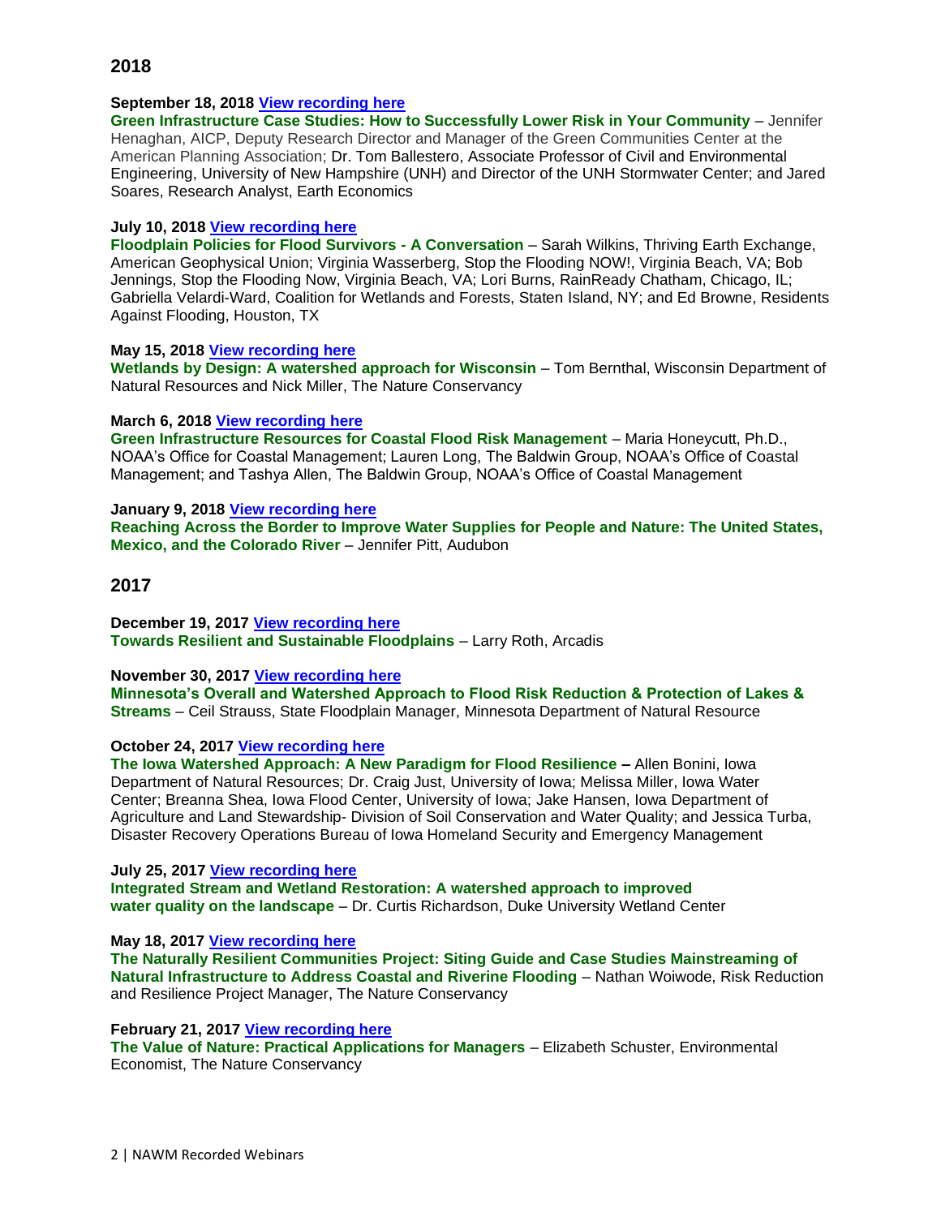## 2018

**September 18, 2018** [View recording here]()
**Green Infrastructure Case Studies: How to Successfully Lower Risk in Your Community** – Jennifer Henaghan, AICP, Deputy Research Director and Manager of the Green Communities Center at the American Planning Association; Dr. Tom Ballestero, Associate Professor of Civil and Environmental Engineering, University of New Hampshire (UNH) and Director of the UNH Stormwater Center; and Jared Soares, Research Analyst, Earth Economics

**July 10, 2018** [View recording here]()
**Floodplain Policies for Flood Survivors - A Conversation** – Sarah Wilkins, Thriving Earth Exchange, American Geophysical Union; Virginia Wasserberg, Stop the Flooding NOW!, Virginia Beach, VA; Bob Jennings, Stop the Flooding Now, Virginia Beach, VA; Lori Burns, RainReady Chatham, Chicago, IL; Gabriella Velardi-Ward, Coalition for Wetlands and Forests, Staten Island, NY; and Ed Browne, Residents Against Flooding, Houston, TX

**May 15, 2018** [View recording here]()
**Wetlands by Design: A watershed approach for Wisconsin** – Tom Bernthal, Wisconsin Department of Natural Resources and Nick Miller, The Nature Conservancy

**March 6, 2018** [View recording here]()
**Green Infrastructure Resources for Coastal Flood Risk Management** – Maria Honeycutt, Ph.D., NOAA's Office for Coastal Management; Lauren Long, The Baldwin Group, NOAA's Office of Coastal Management; and Tashya Allen, The Baldwin Group, NOAA's Office of Coastal Management

**January 9, 2018** [View recording here]()
**Reaching Across the Border to Improve Water Supplies for People and Nature: The United States, Mexico, and the Colorado River** – Jennifer Pitt, Audubon

## 2017

**December 19, 2017** [View recording here]()
**Towards Resilient and Sustainable Floodplains** – Larry Roth, Arcadis

**November 30, 2017** [View recording here]()
**Minnesota's Overall and Watershed Approach to Flood Risk Reduction & Protection of Lakes & Streams** – Ceil Strauss, State Floodplain Manager, Minnesota Department of Natural Resource

**October 24, 2017** [View recording here]()
**The Iowa Watershed Approach: A New Paradigm for Flood Resilience –** Allen Bonini, Iowa Department of Natural Resources; Dr. Craig Just, University of Iowa; Melissa Miller, Iowa Water Center; Breanna Shea, Iowa Flood Center, University of Iowa; Jake Hansen, Iowa Department of Agriculture and Land Stewardship- Division of Soil Conservation and Water Quality; and Jessica Turba, Disaster Recovery Operations Bureau of Iowa Homeland Security and Emergency Management

**July 25, 2017** [View recording here]()
**Integrated Stream and Wetland Restoration: A watershed approach to improved water quality on the landscape** – Dr. Curtis Richardson, Duke University Wetland Center

**May 18, 2017** [View recording here]()
**The Naturally Resilient Communities Project: Siting Guide and Case Studies Mainstreaming of Natural Infrastructure to Address Coastal and Riverine Flooding** – Nathan Woiwode, Risk Reduction and Resilience Project Manager, The Nature Conservancy

**February 21, 2017** [View recording here]()
**The Value of Nature: Practical Applications for Managers** – Elizabeth Schuster, Environmental Economist, The Nature Conservancy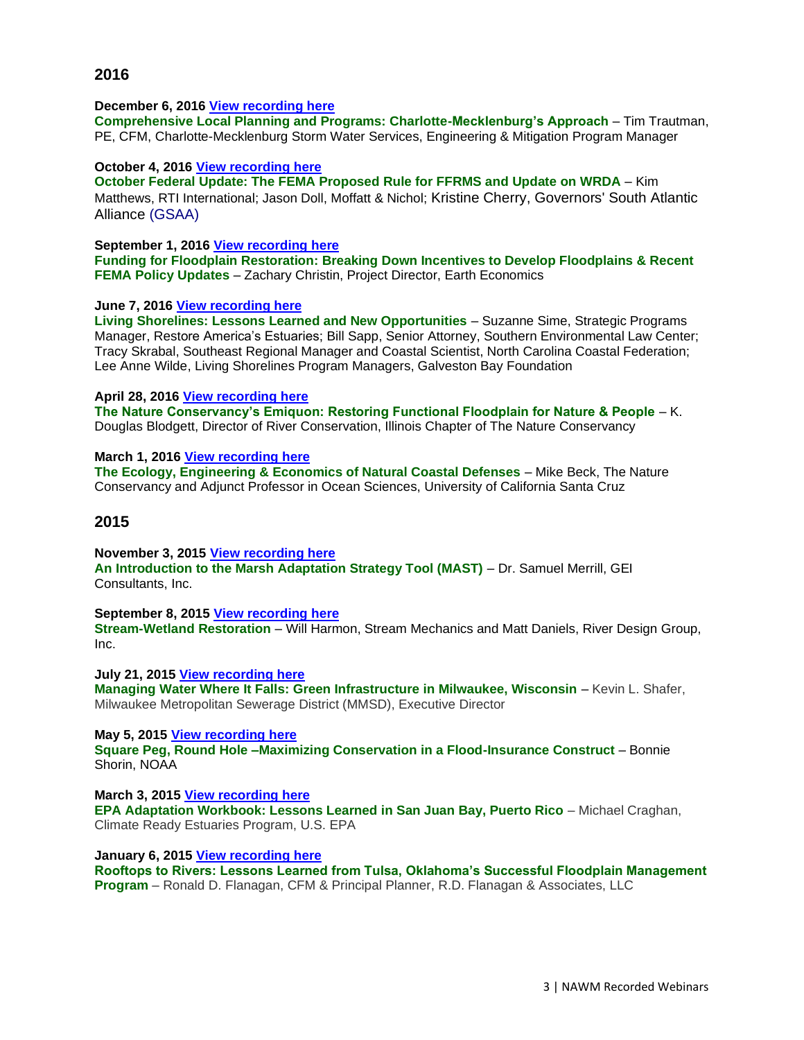## 2016

**December 6, 2016** [View recording here]
**Comprehensive Local Planning and Programs: Charlotte-Mecklenburg's Approach** – Tim Trautman, PE, CFM, Charlotte-Mecklenburg Storm Water Services, Engineering & Mitigation Program Manager

**October 4, 2016** [View recording here]
**October Federal Update: The FEMA Proposed Rule for FFRMS and Update on WRDA** – Kim Matthews, RTI International; Jason Doll, Moffatt & Nichol; Kristine Cherry, Governors' South Atlantic Alliance (GSAA)

**September 1, 2016** [View recording here]
**Funding for Floodplain Restoration: Breaking Down Incentives to Develop Floodplains & Recent FEMA Policy Updates** – Zachary Christin, Project Director, Earth Economics

**June 7, 2016** [View recording here]
**Living Shorelines: Lessons Learned and New Opportunities** – Suzanne Sime, Strategic Programs Manager, Restore America's Estuaries; Bill Sapp, Senior Attorney, Southern Environmental Law Center; Tracy Skrabal, Southeast Regional Manager and Coastal Scientist, North Carolina Coastal Federation; Lee Anne Wilde, Living Shorelines Program Managers, Galveston Bay Foundation

**April 28, 2016** [View recording here]
**The Nature Conservancy's Emiquon: Restoring Functional Floodplain for Nature & People** – K. Douglas Blodgett, Director of River Conservation, Illinois Chapter of The Nature Conservancy

**March 1, 2016** [View recording here]
**The Ecology, Engineering & Economics of Natural Coastal Defenses** – Mike Beck, The Nature Conservancy and Adjunct Professor in Ocean Sciences, University of California Santa Cruz

## 2015

**November 3, 2015** [View recording here]
**An Introduction to the Marsh Adaptation Strategy Tool (MAST)** – Dr. Samuel Merrill, GEI Consultants, Inc.

**September 8, 2015** [View recording here]
**Stream-Wetland Restoration** – Will Harmon, Stream Mechanics and Matt Daniels, River Design Group, Inc.

**July 21, 2015** [View recording here]
**Managing Water Where It Falls: Green Infrastructure in Milwaukee, Wisconsin** – Kevin L. Shafer, Milwaukee Metropolitan Sewerage District (MMSD), Executive Director

**May 5, 2015** [View recording here]
**Square Peg, Round Hole –Maximizing Conservation in a Flood-Insurance Construct** – Bonnie Shorin, NOAA

**March 3, 2015** [View recording here]
**EPA Adaptation Workbook: Lessons Learned in San Juan Bay, Puerto Rico** – Michael Craghan, Climate Ready Estuaries Program, U.S. EPA

**January 6, 2015** [View recording here]
**Rooftops to Rivers: Lessons Learned from Tulsa, Oklahoma's Successful Floodplain Management Program** – Ronald D. Flanagan, CFM & Principal Planner, R.D. Flanagan & Associates, LLC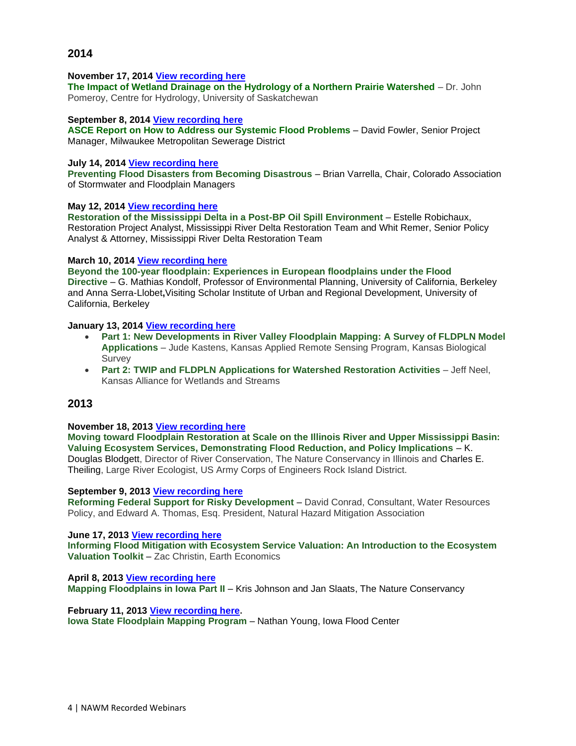## 2014

**November 17, 2014** [View recording here]
**The Impact of Wetland Drainage on the Hydrology of a Northern Prairie Watershed** – Dr. John Pomeroy, Centre for Hydrology, University of Saskatchewan

**September 8, 2014** [View recording here]
**ASCE Report on How to Address our Systemic Flood Problems** – David Fowler, Senior Project Manager, Milwaukee Metropolitan Sewerage District

**July 14, 2014** [View recording here]
**Preventing Flood Disasters from Becoming Disastrous** – Brian Varrella, Chair, Colorado Association of Stormwater and Floodplain Managers

**May 12, 2014** [View recording here]
**Restoration of the Mississippi Delta in a Post-BP Oil Spill Environment** – Estelle Robichaux, Restoration Project Analyst, Mississippi River Delta Restoration Team and Whit Remer, Senior Policy Analyst & Attorney, Mississippi River Delta Restoration Team

**March 10, 2014** [View recording here]
**Beyond the 100-year floodplain: Experiences in European floodplains under the Flood Directive** – G. Mathias Kondolf, Professor of Environmental Planning, University of California, Berkeley and Anna Serra-Llobet**,**Visiting Scholar Institute of Urban and Regional Development, University of California, Berkeley

**January 13, 2014** [View recording here]

- **Part 1: New Developments in River Valley Floodplain Mapping: A Survey of FLDPLN Model Applications** – Jude Kastens, Kansas Applied Remote Sensing Program, Kansas Biological Survey
- **Part 2: TWIP and FLDPLN Applications for Watershed Restoration Activities** – Jeff Neel, Kansas Alliance for Wetlands and Streams

## 2013

**November 18, 2013** [View recording here]
**Moving toward Floodplain Restoration at Scale on the Illinois River and Upper Mississippi Basin: Valuing Ecosystem Services, Demonstrating Flood Reduction, and Policy Implications** – K. Douglas Blodgett, Director of River Conservation, The Nature Conservancy in Illinois and Charles E. Theiling, Large River Ecologist, US Army Corps of Engineers Rock Island District.

**September 9, 2013** [View recording here]
**Reforming Federal Support for Risky Development** – David Conrad, Consultant, Water Resources Policy, and Edward A. Thomas, Esq. President, Natural Hazard Mitigation Association

**June 17, 2013** [View recording here]
**Informing Flood Mitigation with Ecosystem Service Valuation: An Introduction to the Ecosystem Valuation Toolkit** – Zac Christin, Earth Economics

**April 8, 2013** [View recording here]
**Mapping Floodplains in Iowa Part II** – Kris Johnson and Jan Slaats, The Nature Conservancy

**February 11, 2013** [View recording here]**.**
**Iowa State Floodplain Mapping Program** – Nathan Young, Iowa Flood Center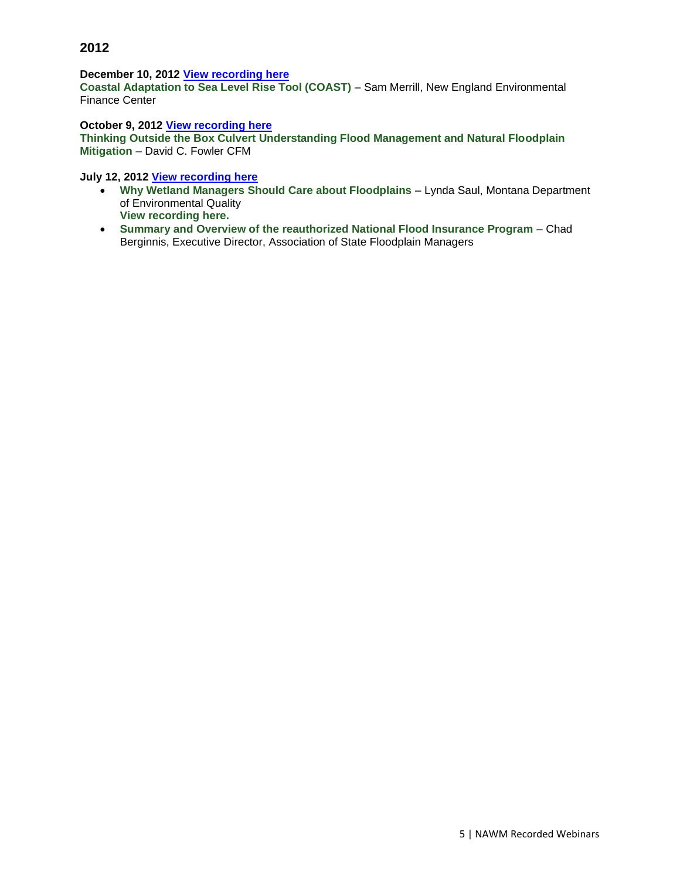## 2012

**December 10, 2012** **View recording here**
**Coastal Adaptation to Sea Level Rise Tool (COAST)** – Sam Merrill, New England Environmental Finance Center

**October 9, 2012** **View recording here**
**Thinking Outside the Box Culvert Understanding Flood Management and Natural Floodplain Mitigation** – David C. Fowler CFM

**July 12, 2012** **View recording here**

- **Why Wetland Managers Should Care about Floodplains** – Lynda Saul, Montana Department of Environmental Quality
  **View recording here.**
- **Summary and Overview of the reauthorized National Flood Insurance Program** – Chad Berginnis, Executive Director, Association of State Floodplain Managers